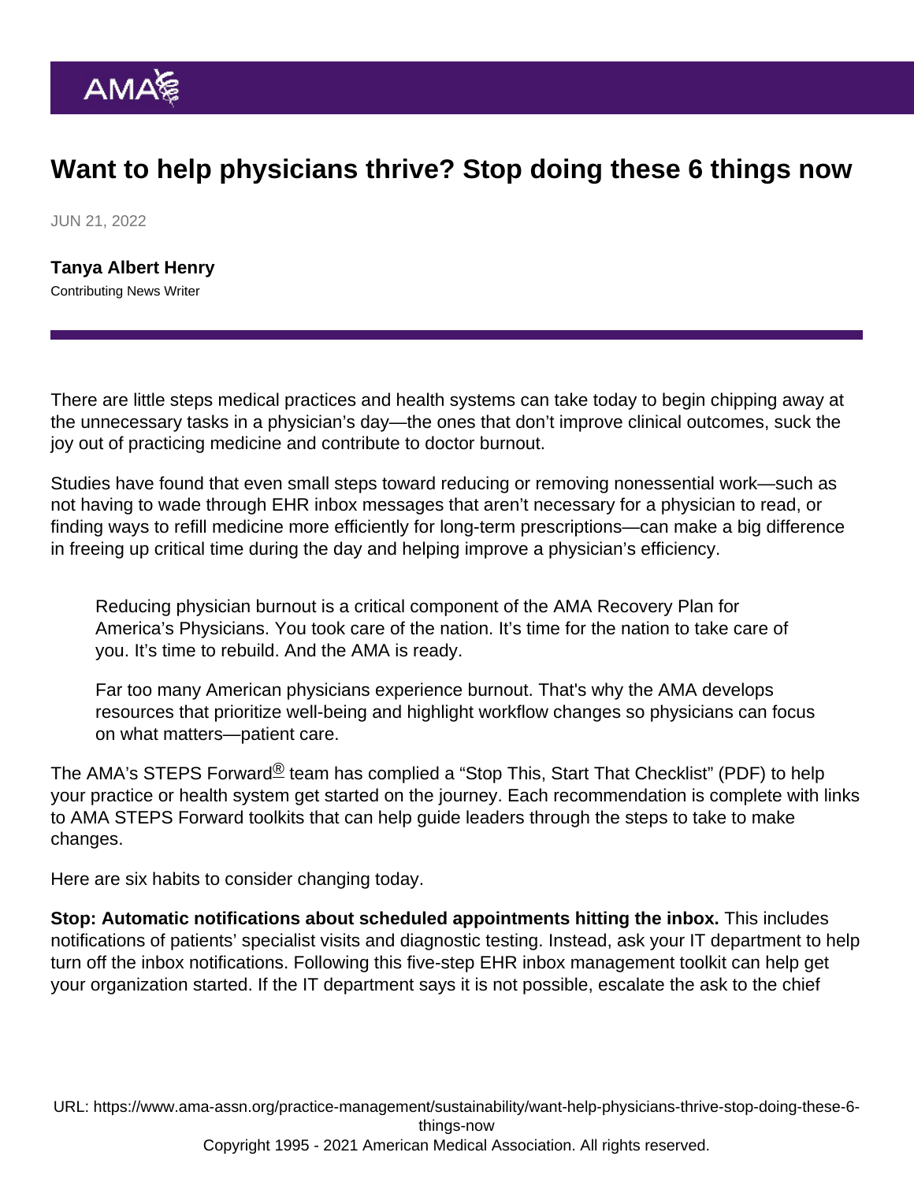# Want to help physicians thrive? Stop doing these 6 things now

JUN 21, 2022

**Tanya Albert Henry**
Contributing News Writer

There are little steps medical practices and health systems can take today to begin chipping away at the unnecessary tasks in a physician's day—the ones that don't improve clinical outcomes, suck the joy out of practicing medicine and contribute to doctor burnout.

Studies have found that even small steps toward reducing or removing nonessential work—such as not having to wade through EHR inbox messages that aren't necessary for a physician to read, or finding ways to refill medicine more efficiently for long-term prescriptions—can make a big difference in freeing up critical time during the day and helping improve a physician's efficiency.

> Reducing physician burnout is a critical component of the AMA Recovery Plan for America's Physicians. You took care of the nation. It's time for the nation to take care of you. It's time to rebuild. And the AMA is ready.
>
> Far too many American physicians experience burnout. That's why the AMA develops resources that prioritize well-being and highlight workflow changes so physicians can focus on what matters—patient care.

The AMA's STEPS Forward® team has complied a "Stop This, Start That Checklist" (PDF) to help your practice or health system get started on the journey. Each recommendation is complete with links to AMA STEPS Forward toolkits that can help guide leaders through the steps to take to make changes.

Here are six habits to consider changing today.

**Stop: Automatic notifications about scheduled appointments hitting the inbox.** This includes notifications of patients' specialist visits and diagnostic testing. Instead, ask your IT department to help turn off the inbox notifications. Following this five-step EHR inbox management toolkit can help get your organization started. If the IT department says it is not possible, escalate the ask to the chief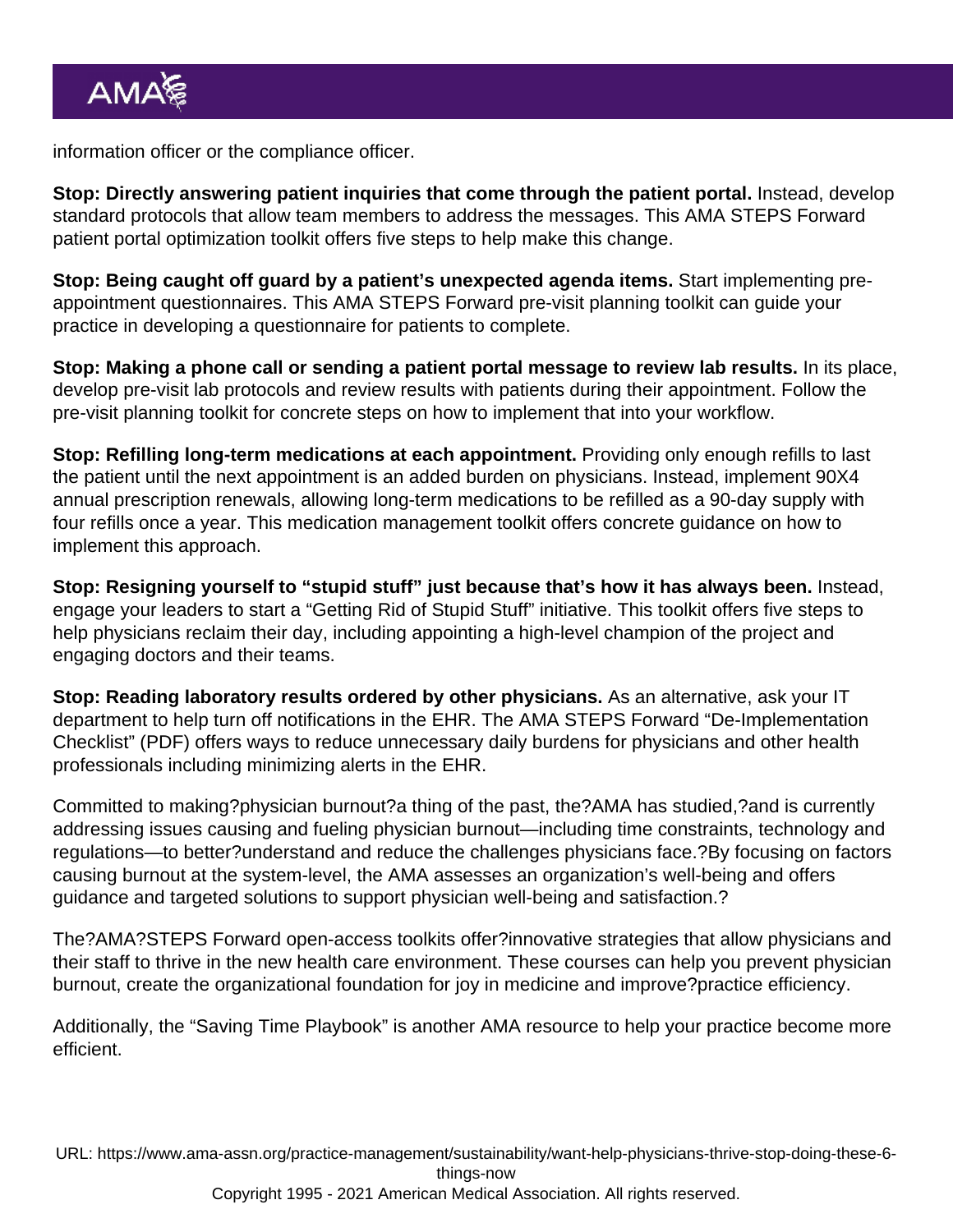information officer or the compliance officer.

**Stop: Directly answering patient inquiries that come through the patient portal.** Instead, develop standard protocols that allow team members to address the messages. This AMA STEPS Forward patient portal optimization toolkit offers five steps to help make this change.

**Stop: Being caught off guard by a patient's unexpected agenda items.** Start implementing pre-appointment questionnaires. This AMA STEPS Forward pre-visit planning toolkit can guide your practice in developing a questionnaire for patients to complete.

**Stop: Making a phone call or sending a patient portal message to review lab results.** In its place, develop pre-visit lab protocols and review results with patients during their appointment. Follow the pre-visit planning toolkit for concrete steps on how to implement that into your workflow.

**Stop: Refilling long-term medications at each appointment.** Providing only enough refills to last the patient until the next appointment is an added burden on physicians. Instead, implement 90X4 annual prescription renewals, allowing long-term medications to be refilled as a 90-day supply with four refills once a year. This medication management toolkit offers concrete guidance on how to implement this approach.

**Stop: Resigning yourself to "stupid stuff" just because that's how it has always been.** Instead, engage your leaders to start a "Getting Rid of Stupid Stuff" initiative. This toolkit offers five steps to help physicians reclaim their day, including appointing a high-level champion of the project and engaging doctors and their teams.

**Stop: Reading laboratory results ordered by other physicians.** As an alternative, ask your IT department to help turn off notifications in the EHR. The AMA STEPS Forward "De-Implementation Checklist" (PDF) offers ways to reduce unnecessary daily burdens for physicians and other health professionals including minimizing alerts in the EHR.

Committed to making?physician burnout?a thing of the past, the?AMA has studied,?and is currently addressing issues causing and fueling physician burnout—including time constraints, technology and regulations—to better?understand and reduce the challenges physicians face.?By focusing on factors causing burnout at the system-level, the AMA assesses an organization's well-being and offers guidance and targeted solutions to support physician well-being and satisfaction.?

The?AMA?STEPS Forward open-access toolkits offer?innovative strategies that allow physicians and their staff to thrive in the new health care environment. These courses can help you prevent physician burnout, create the organizational foundation for joy in medicine and improve?practice efficiency.

Additionally, the "Saving Time Playbook" is another AMA resource to help your practice become more efficient.